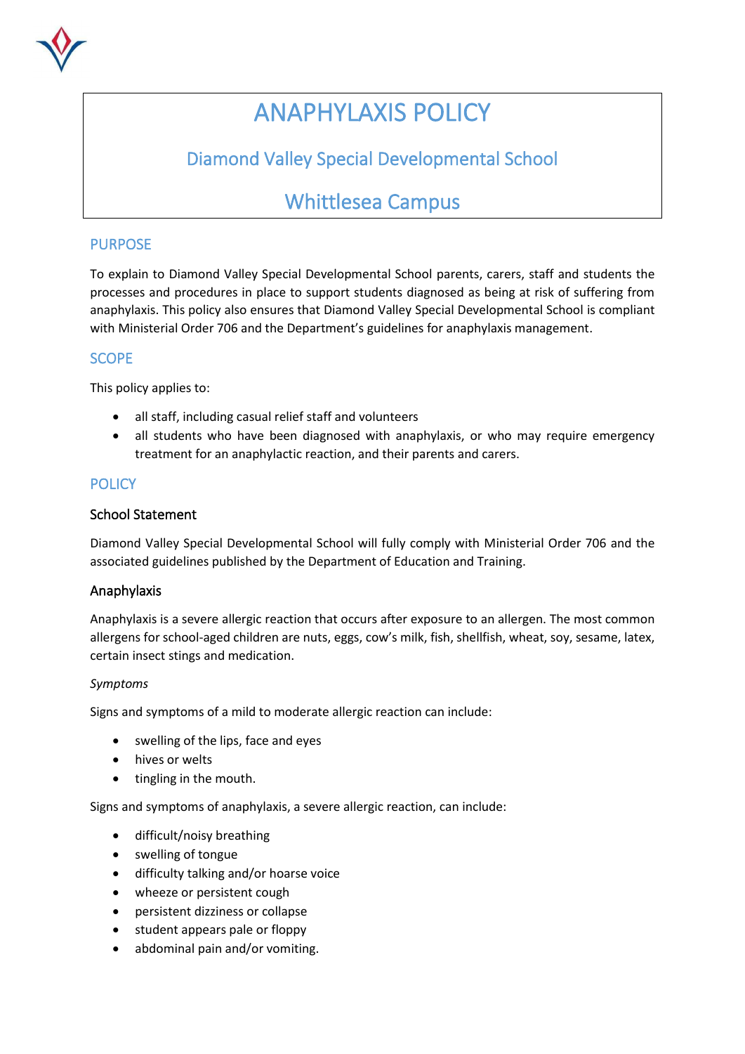# ANAPHYLAXIS POLICY

## Diamond Valley Special Developmental School

## Whittlesea Campus

## PURPOSE

To explain to Diamond Valley Special Developmental School parents, carers, staff and students the processes and procedures in place to support students diagnosed as being at risk of suffering from anaphylaxis. This policy also ensures that Diamond Valley Special Developmental School is compliant with Ministerial Order 706 and the Department's guidelines for anaphylaxis management.

## SCOPE

This policy applies to:

- all staff, including casual relief staff and volunteers
- all students who have been diagnosed with anaphylaxis, or who may require emergency treatment for an anaphylactic reaction, and their parents and carers.

## POLICY

### School Statement

Diamond Valley Special Developmental School will fully comply with Ministerial Order 706 and the associated guidelines published by the Department of Education and Training.

### Anaphylaxis

Anaphylaxis is a severe allergic reaction that occurs after exposure to an allergen. The most common allergens for school-aged children are nuts, eggs, cow's milk, fish, shellfish, wheat, soy, sesame, latex, certain insect stings and medication.

*Symptoms*

Signs and symptoms of a mild to moderate allergic reaction can include:

- swelling of the lips, face and eyes
- hives or welts
- tingling in the mouth.

Signs and symptoms of anaphylaxis, a severe allergic reaction, can include:

- difficult/noisy breathing
- swelling of tongue
- difficulty talking and/or hoarse voice
- wheeze or persistent cough
- persistent dizziness or collapse
- student appears pale or floppy
- abdominal pain and/or vomiting.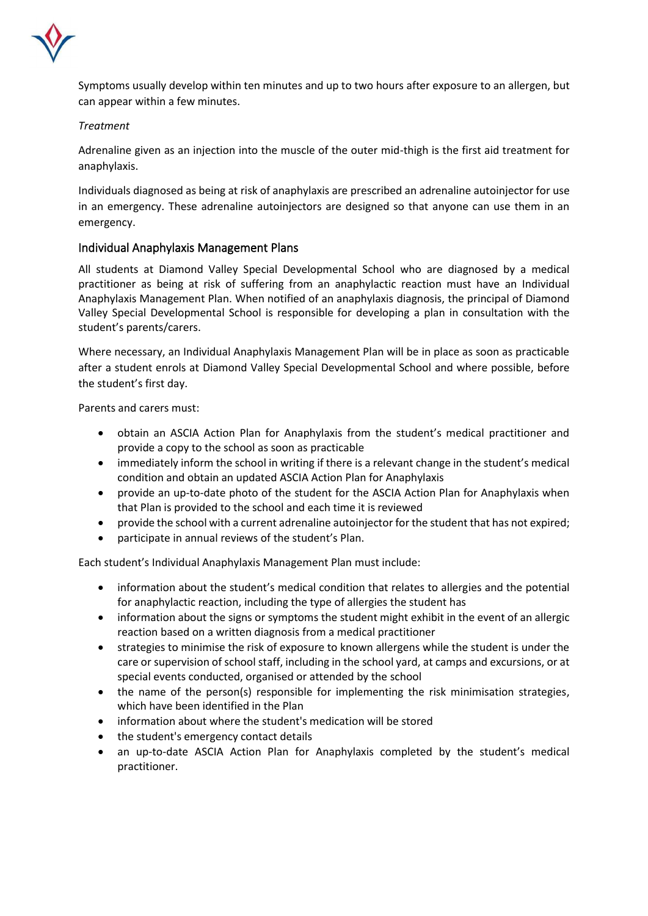Symptoms usually develop within ten minutes and up to two hours after exposure to an allergen, but can appear within a few minutes.

*Treatment*

Adrenaline given as an injection into the muscle of the outer mid-thigh is the first aid treatment for anaphylaxis.

Individuals diagnosed as being at risk of anaphylaxis are prescribed an adrenaline autoinjector for use in an emergency. These adrenaline autoinjectors are designed so that anyone can use them in an emergency.

## Individual Anaphylaxis Management Plans

All students at Diamond Valley Special Developmental School who are diagnosed by a medical practitioner as being at risk of suffering from an anaphylactic reaction must have an Individual Anaphylaxis Management Plan. When notified of an anaphylaxis diagnosis, the principal of Diamond Valley Special Developmental School is responsible for developing a plan in consultation with the student's parents/carers.

Where necessary, an Individual Anaphylaxis Management Plan will be in place as soon as practicable after a student enrols at Diamond Valley Special Developmental School and where possible, before the student's first day.

Parents and carers must:

- obtain an ASCIA Action Plan for Anaphylaxis from the student's medical practitioner and provide a copy to the school as soon as practicable
- immediately inform the school in writing if there is a relevant change in the student's medical condition and obtain an updated ASCIA Action Plan for Anaphylaxis
- provide an up-to-date photo of the student for the ASCIA Action Plan for Anaphylaxis when that Plan is provided to the school and each time it is reviewed
- provide the school with a current adrenaline autoinjector for the student that has not expired;
- participate in annual reviews of the student's Plan.

Each student's Individual Anaphylaxis Management Plan must include:

- information about the student's medical condition that relates to allergies and the potential for anaphylactic reaction, including the type of allergies the student has
- information about the signs or symptoms the student might exhibit in the event of an allergic reaction based on a written diagnosis from a medical practitioner
- strategies to minimise the risk of exposure to known allergens while the student is under the care or supervision of school staff, including in the school yard, at camps and excursions, or at special events conducted, organised or attended by the school
- the name of the person(s) responsible for implementing the risk minimisation strategies, which have been identified in the Plan
- information about where the student's medication will be stored
- the student's emergency contact details
- an up-to-date ASCIA Action Plan for Anaphylaxis completed by the student's medical practitioner.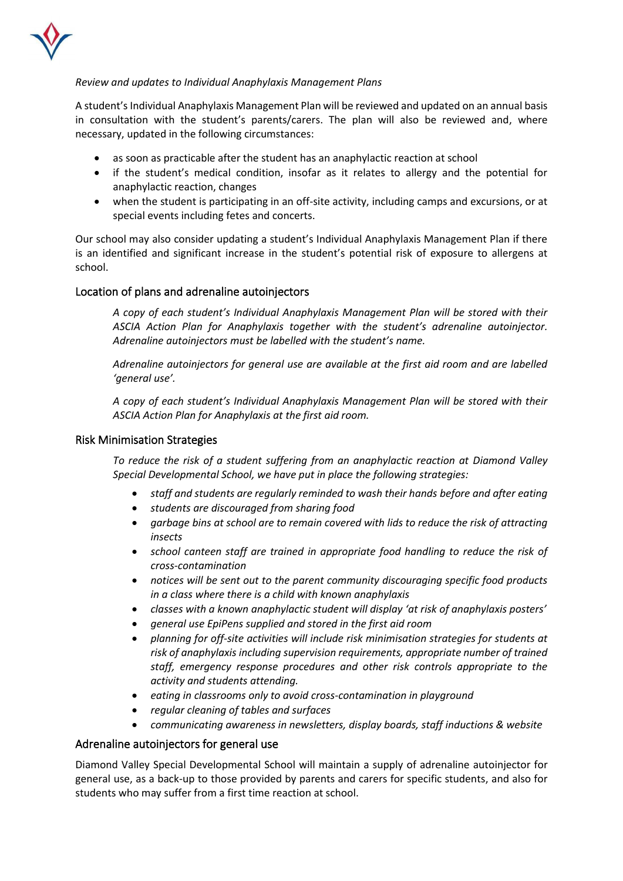*Review and updates to Individual Anaphylaxis Management Plans*

A student's Individual Anaphylaxis Management Plan will be reviewed and updated on an annual basis in consultation with the student's parents/carers. The plan will also be reviewed and, where necessary, updated in the following circumstances:

- as soon as practicable after the student has an anaphylactic reaction at school
- if the student's medical condition, insofar as it relates to allergy and the potential for anaphylactic reaction, changes
- when the student is participating in an off-site activity, including camps and excursions, or at special events including fetes and concerts.

Our school may also consider updating a student's Individual Anaphylaxis Management Plan if there is an identified and significant increase in the student's potential risk of exposure to allergens at school.

## Location of plans and adrenaline autoinjectors

*A copy of each student's Individual Anaphylaxis Management Plan will be stored with their ASCIA Action Plan for Anaphylaxis together with the student's adrenaline autoinjector. Adrenaline autoinjectors must be labelled with the student's name.*

*Adrenaline autoinjectors for general use are available at the first aid room and are labelled 'general use'.*

*A copy of each student's Individual Anaphylaxis Management Plan will be stored with their ASCIA Action Plan for Anaphylaxis at the first aid room.*

## Risk Minimisation Strategies

*To reduce the risk of a student suffering from an anaphylactic reaction at Diamond Valley Special Developmental School, we have put in place the following strategies:*

- *staff and students are regularly reminded to wash their hands before and after eating*
- *students are discouraged from sharing food*
- *garbage bins at school are to remain covered with lids to reduce the risk of attracting insects*
- *school canteen staff are trained in appropriate food handling to reduce the risk of cross-contamination*
- *notices will be sent out to the parent community discouraging specific food products in a class where there is a child with known anaphylaxis*
- *classes with a known anaphylactic student will display 'at risk of anaphylaxis posters'*
- *general use EpiPens supplied and stored in the first aid room*
- *planning for off-site activities will include risk minimisation strategies for students at risk of anaphylaxis including supervision requirements, appropriate number of trained staff, emergency response procedures and other risk controls appropriate to the activity and students attending.*
- *eating in classrooms only to avoid cross-contamination in playground*
- *regular cleaning of tables and surfaces*
- *communicating awareness in newsletters, display boards, staff inductions & website*

## Adrenaline autoinjectors for general use

Diamond Valley Special Developmental School will maintain a supply of adrenaline autoinjector for general use, as a back-up to those provided by parents and carers for specific students, and also for students who may suffer from a first time reaction at school.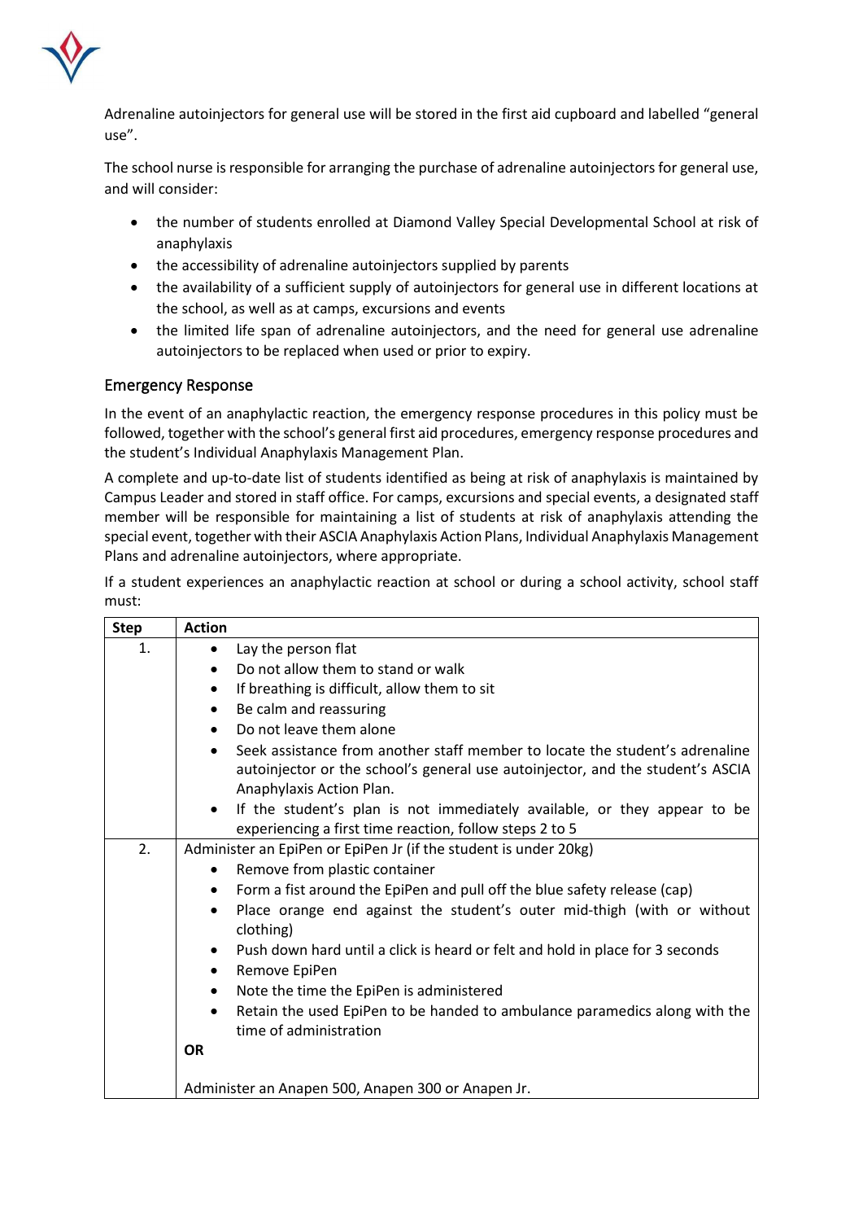Adrenaline autoinjectors for general use will be stored in the first aid cupboard and labelled "general use".

The school nurse is responsible for arranging the purchase of adrenaline autoinjectors for general use, and will consider:

- the number of students enrolled at Diamond Valley Special Developmental School at risk of anaphylaxis
- the accessibility of adrenaline autoinjectors supplied by parents
- the availability of a sufficient supply of autoinjectors for general use in different locations at the school, as well as at camps, excursions and events
- the limited life span of adrenaline autoinjectors, and the need for general use adrenaline autoinjectors to be replaced when used or prior to expiry.

## Emergency Response

In the event of an anaphylactic reaction, the emergency response procedures in this policy must be followed, together with the school's general first aid procedures, emergency response procedures and the student's Individual Anaphylaxis Management Plan.

A complete and up-to-date list of students identified as being at risk of anaphylaxis is maintained by Campus Leader and stored in staff office. For camps, excursions and special events, a designated staff member will be responsible for maintaining a list of students at risk of anaphylaxis attending the special event, together with their ASCIA Anaphylaxis Action Plans, Individual Anaphylaxis Management Plans and adrenaline autoinjectors, where appropriate.

If a student experiences an anaphylactic reaction at school or during a school activity, school staff must:

| Step | Action |
| --- | --- |
| 1. | • Lay the person flat<br>• Do not allow them to stand or walk<br>• If breathing is difficult, allow them to sit<br>• Be calm and reassuring<br>• Do not leave them alone<br>• Seek assistance from another staff member to locate the student's adrenaline autoinjector or the school's general use autoinjector, and the student's ASCIA Anaphylaxis Action Plan.<br>• If the student's plan is not immediately available, or they appear to be experiencing a first time reaction, follow steps 2 to 5 |
| 2. | Administer an EpiPen or EpiPen Jr (if the student is under 20kg)<br>• Remove from plastic container<br>• Form a fist around the EpiPen and pull off the blue safety release (cap)<br>• Place orange end against the student's outer mid-thigh (with or without clothing)<br>• Push down hard until a click is heard or felt and hold in place for 3 seconds<br>• Remove EpiPen<br>• Note the time the EpiPen is administered<br>• Retain the used EpiPen to be handed to ambulance paramedics along with the time of administration<br>**OR**<br><br>Administer an Anapen 500, Anapen 300 or Anapen Jr. |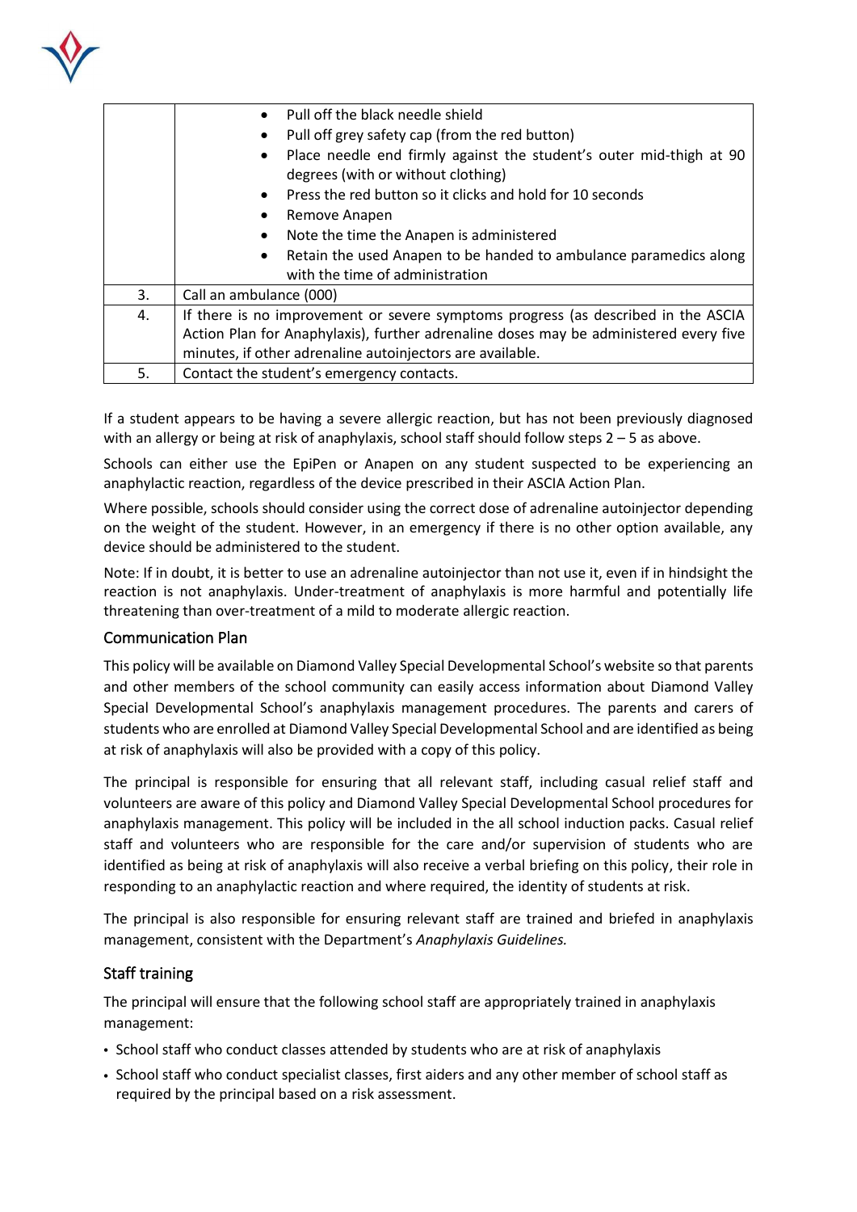| | |
|---|---|
| | • Pull off the black needle shield<br>• Pull off grey safety cap (from the red button)<br>• Place needle end firmly against the student's outer mid-thigh at 90 degrees (with or without clothing)<br>• Press the red button so it clicks and hold for 10 seconds<br>• Remove Anapen<br>• Note the time the Anapen is administered<br>• Retain the used Anapen to be handed to ambulance paramedics along with the time of administration |
| 3. | Call an ambulance (000) |
| 4. | If there is no improvement or severe symptoms progress (as described in the ASCIA Action Plan for Anaphylaxis), further adrenaline doses may be administered every five minutes, if other adrenaline autoinjectors are available. |
| 5. | Contact the student's emergency contacts. |

If a student appears to be having a severe allergic reaction, but has not been previously diagnosed with an allergy or being at risk of anaphylaxis, school staff should follow steps 2 – 5 as above.

Schools can either use the EpiPen or Anapen on any student suspected to be experiencing an anaphylactic reaction, regardless of the device prescribed in their ASCIA Action Plan.

Where possible, schools should consider using the correct dose of adrenaline autoinjector depending on the weight of the student. However, in an emergency if there is no other option available, any device should be administered to the student.

Note: If in doubt, it is better to use an adrenaline autoinjector than not use it, even if in hindsight the reaction is not anaphylaxis. Under-treatment of anaphylaxis is more harmful and potentially life threatening than over-treatment of a mild to moderate allergic reaction.

### Communication Plan

This policy will be available on Diamond Valley Special Developmental School's website so that parents and other members of the school community can easily access information about Diamond Valley Special Developmental School's anaphylaxis management procedures. The parents and carers of students who are enrolled at Diamond Valley Special Developmental School and are identified as being at risk of anaphylaxis will also be provided with a copy of this policy.

The principal is responsible for ensuring that all relevant staff, including casual relief staff and volunteers are aware of this policy and Diamond Valley Special Developmental School procedures for anaphylaxis management. This policy will be included in the all school induction packs. Casual relief staff and volunteers who are responsible for the care and/or supervision of students who are identified as being at risk of anaphylaxis will also receive a verbal briefing on this policy, their role in responding to an anaphylactic reaction and where required, the identity of students at risk.

The principal is also responsible for ensuring relevant staff are trained and briefed in anaphylaxis management, consistent with the Department's *Anaphylaxis Guidelines.*

### Staff training

The principal will ensure that the following school staff are appropriately trained in anaphylaxis management:

- School staff who conduct classes attended by students who are at risk of anaphylaxis
- School staff who conduct specialist classes, first aiders and any other member of school staff as required by the principal based on a risk assessment.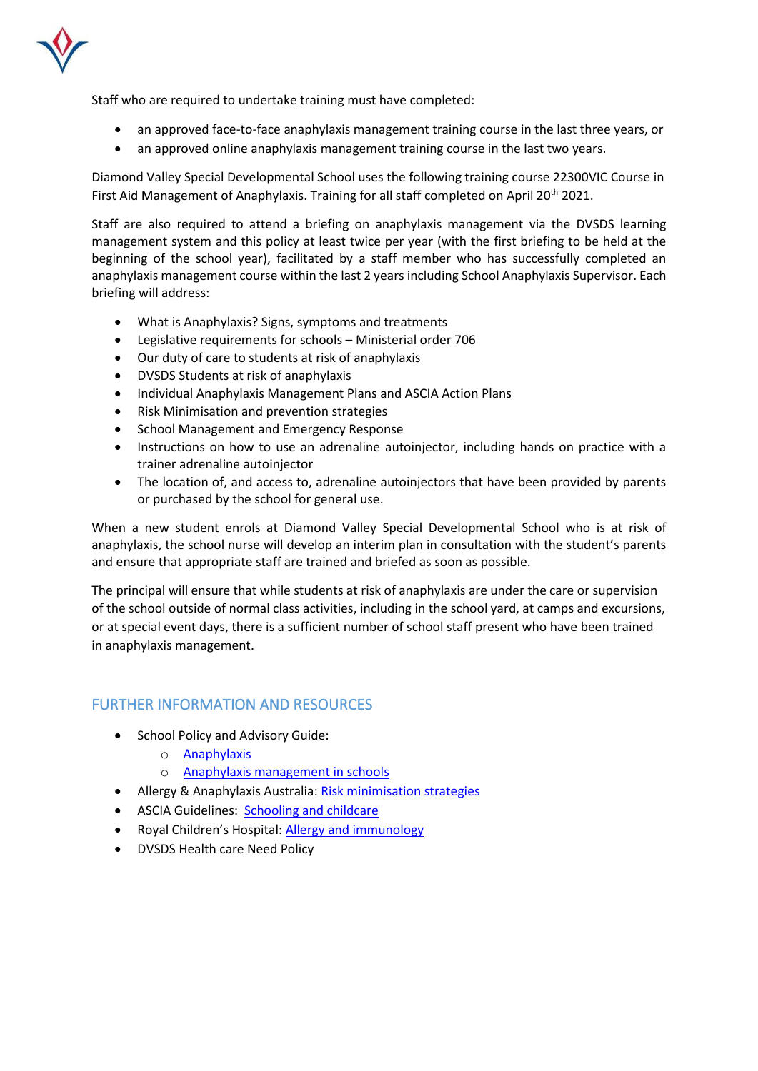Staff who are required to undertake training must have completed:

- an approved face-to-face anaphylaxis management training course in the last three years, or
- an approved online anaphylaxis management training course in the last two years.

Diamond Valley Special Developmental School uses the following training course 22300VIC Course in First Aid Management of Anaphylaxis. Training for all staff completed on April 20th 2021.

Staff are also required to attend a briefing on anaphylaxis management via the DVSDS learning management system and this policy at least twice per year (with the first briefing to be held at the beginning of the school year), facilitated by a staff member who has successfully completed an anaphylaxis management course within the last 2 years including School Anaphylaxis Supervisor. Each briefing will address:

- What is Anaphylaxis? Signs, symptoms and treatments
- Legislative requirements for schools – Ministerial order 706
- Our duty of care to students at risk of anaphylaxis
- DVSDS Students at risk of anaphylaxis
- Individual Anaphylaxis Management Plans and ASCIA Action Plans
- Risk Minimisation and prevention strategies
- School Management and Emergency Response
- Instructions on how to use an adrenaline autoinjector, including hands on practice with a trainer adrenaline autoinjector
- The location of, and access to, adrenaline autoinjectors that have been provided by parents or purchased by the school for general use.

When a new student enrols at Diamond Valley Special Developmental School who is at risk of anaphylaxis, the school nurse will develop an interim plan in consultation with the student's parents and ensure that appropriate staff are trained and briefed as soon as possible.

The principal will ensure that while students at risk of anaphylaxis are under the care or supervision of the school outside of normal class activities, including in the school yard, at camps and excursions, or at special event days, there is a sufficient number of school staff present who have been trained in anaphylaxis management.

## FURTHER INFORMATION AND RESOURCES

- School Policy and Advisory Guide:
  - Anaphylaxis
  - Anaphylaxis management in schools
- Allergy & Anaphylaxis Australia: Risk minimisation strategies
- ASCIA Guidelines: Schooling and childcare
- Royal Children's Hospital: Allergy and immunology
- DVSDS Health care Need Policy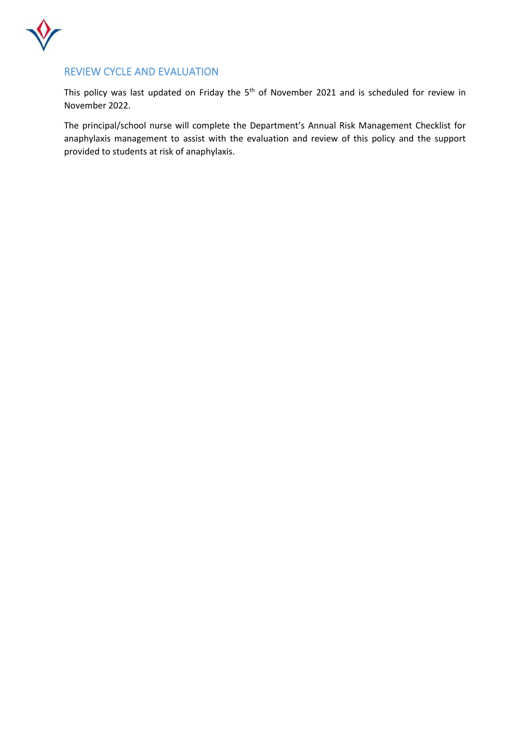## REVIEW CYCLE AND EVALUATION

This policy was last updated on Friday the 5th of November 2021 and is scheduled for review in November 2022.

The principal/school nurse will complete the Department's Annual Risk Management Checklist for anaphylaxis management to assist with the evaluation and review of this policy and the support provided to students at risk of anaphylaxis.